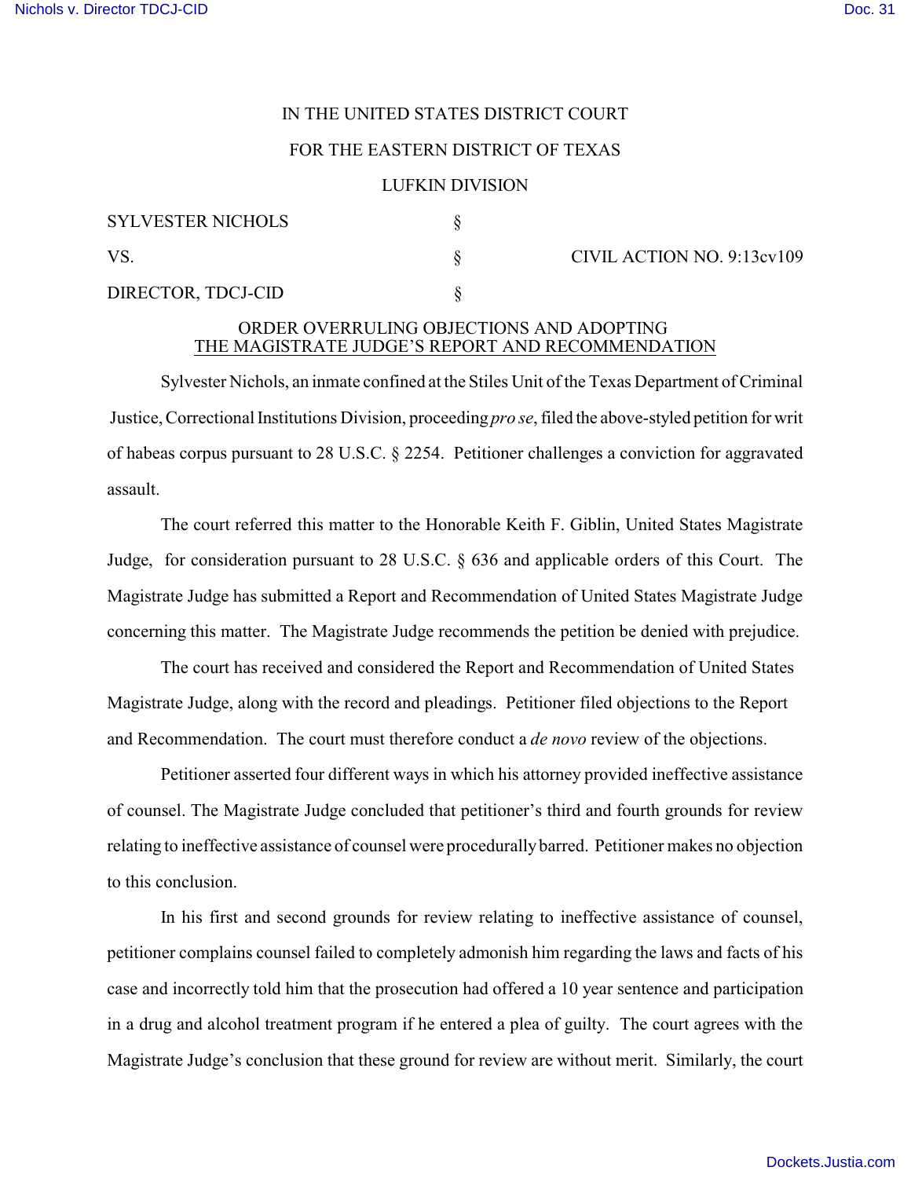IN THE UNITED STATES DISTRICT COURT

FOR THE EASTERN DISTRICT OF TEXAS

LUFKIN DIVISION

| | | |
|---|---|---|
| SYLVESTER NICHOLS | § | |
| VS. | § | CIVIL ACTION NO. 9:13cv109 |
| DIRECTOR, TDCJ-CID | § | |

## ORDER OVERRULING OBJECTIONS AND ADOPTING THE MAGISTRATE JUDGE'S REPORT AND RECOMMENDATION

Sylvester Nichols, an inmate confined at the Stiles Unit of the Texas Department of Criminal Justice, Correctional Institutions Division, proceeding *pro se*, filed the above-styled petition for writ of habeas corpus pursuant to 28 U.S.C. § 2254. Petitioner challenges a conviction for aggravated assault.

The court referred this matter to the Honorable Keith F. Giblin, United States Magistrate Judge, for consideration pursuant to 28 U.S.C. § 636 and applicable orders of this Court. The Magistrate Judge has submitted a Report and Recommendation of United States Magistrate Judge concerning this matter. The Magistrate Judge recommends the petition be denied with prejudice.

The court has received and considered the Report and Recommendation of United States Magistrate Judge, along with the record and pleadings. Petitioner filed objections to the Report and Recommendation. The court must therefore conduct a *de novo* review of the objections.

Petitioner asserted four different ways in which his attorney provided ineffective assistance of counsel. The Magistrate Judge concluded that petitioner's third and fourth grounds for review relating to ineffective assistance of counsel were procedurally barred. Petitioner makes no objection to this conclusion.

In his first and second grounds for review relating to ineffective assistance of counsel, petitioner complains counsel failed to completely admonish him regarding the laws and facts of his case and incorrectly told him that the prosecution had offered a 10 year sentence and participation in a drug and alcohol treatment program if he entered a plea of guilty. The court agrees with the Magistrate Judge's conclusion that these ground for review are without merit. Similarly, the court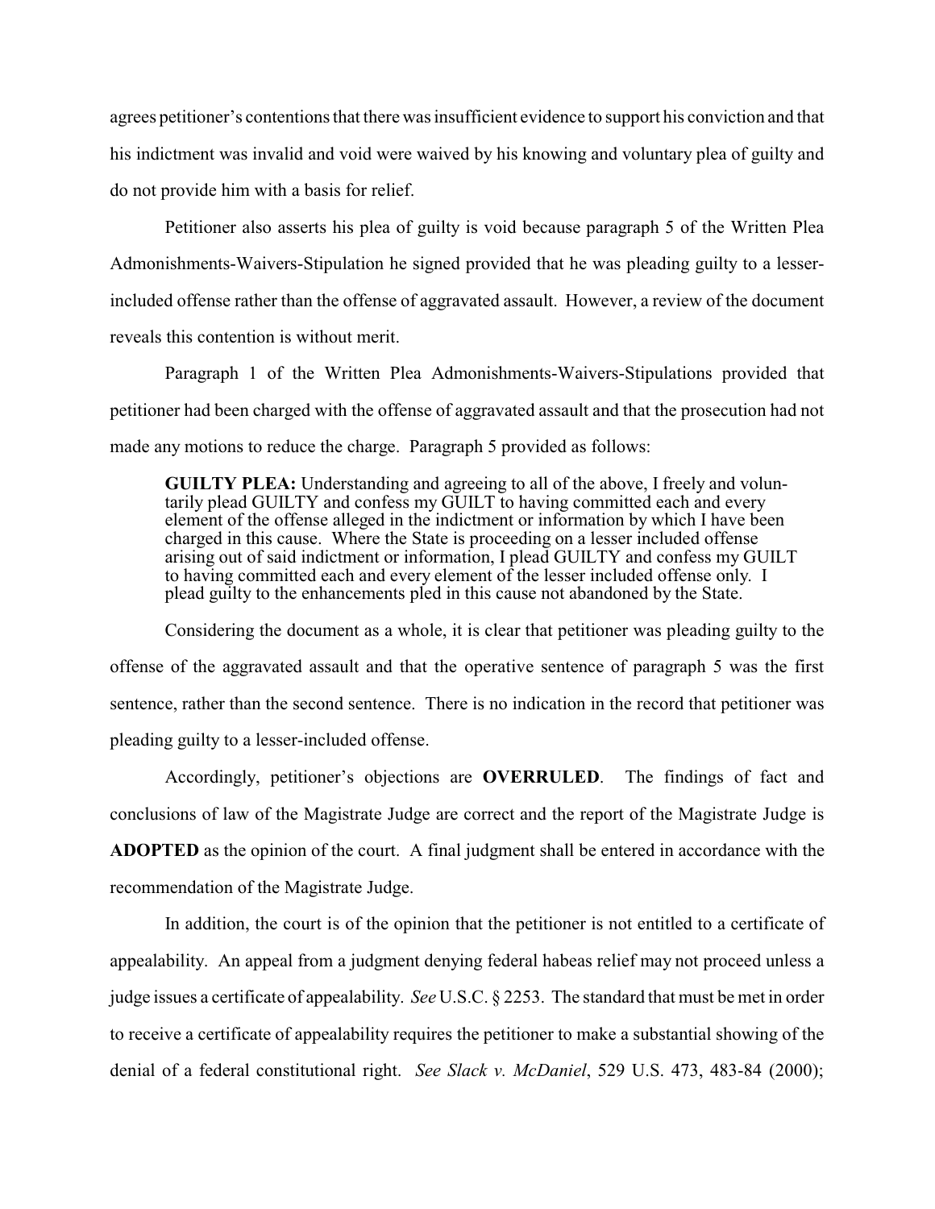agrees petitioner's contentions that there was insufficient evidence to support his conviction and that his indictment was invalid and void were waived by his knowing and voluntary plea of guilty and do not provide him with a basis for relief.

Petitioner also asserts his plea of guilty is void because paragraph 5 of the Written Plea Admonishments-Waivers-Stipulation he signed provided that he was pleading guilty to a lesser-included offense rather than the offense of aggravated assault. However, a review of the document reveals this contention is without merit.

Paragraph 1 of the Written Plea Admonishments-Waivers-Stipulations provided that petitioner had been charged with the offense of aggravated assault and that the prosecution had not made any motions to reduce the charge. Paragraph 5 provided as follows:

> **GUILTY PLEA:** Understanding and agreeing to all of the above, I freely and voluntarily plead GUILTY and confess my GUILT to having committed each and every element of the offense alleged in the indictment or information by which I have been charged in this cause. Where the State is proceeding on a lesser included offense arising out of said indictment or information, I plead GUILTY and confess my GUILT to having committed each and every element of the lesser included offense only. I plead guilty to the enhancements pled in this cause not abandoned by the State.

Considering the document as a whole, it is clear that petitioner was pleading guilty to the offense of the aggravated assault and that the operative sentence of paragraph 5 was the first sentence, rather than the second sentence. There is no indication in the record that petitioner was pleading guilty to a lesser-included offense.

Accordingly, petitioner's objections are **OVERRULED**. The findings of fact and conclusions of law of the Magistrate Judge are correct and the report of the Magistrate Judge is **ADOPTED** as the opinion of the court. A final judgment shall be entered in accordance with the recommendation of the Magistrate Judge.

In addition, the court is of the opinion that the petitioner is not entitled to a certificate of appealability. An appeal from a judgment denying federal habeas relief may not proceed unless a judge issues a certificate of appealability. *See* U.S.C. § 2253. The standard that must be met in order to receive a certificate of appealability requires the petitioner to make a substantial showing of the denial of a federal constitutional right. *See Slack v. McDaniel*, 529 U.S. 473, 483-84 (2000);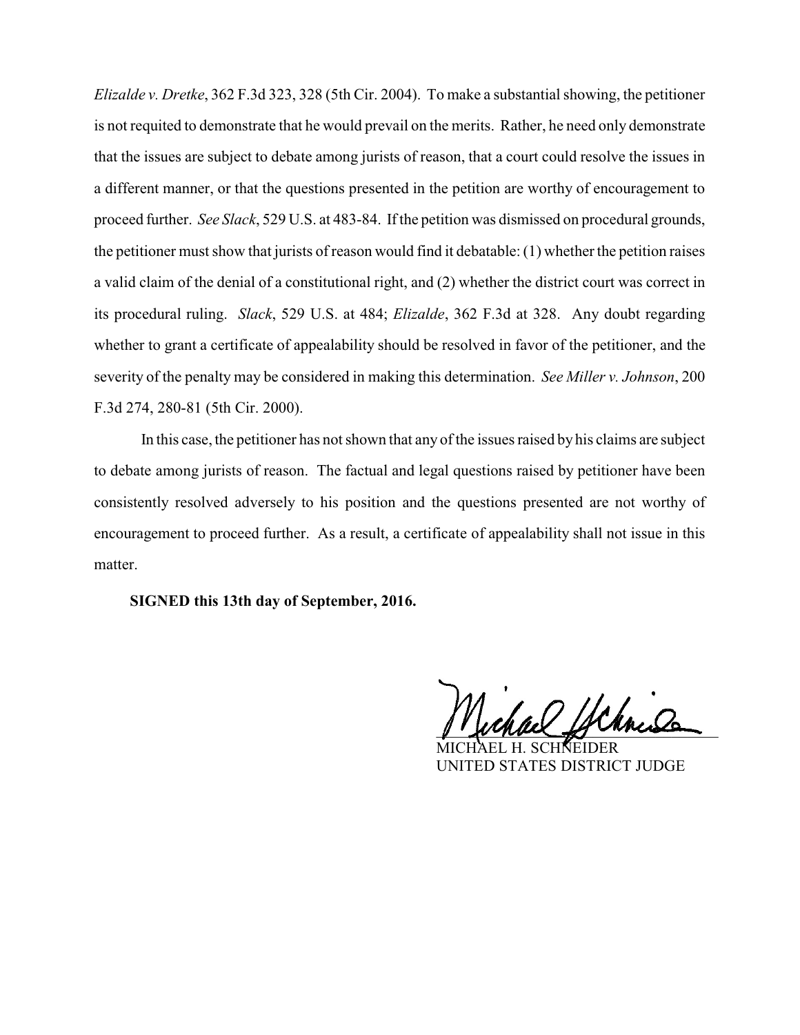*Elizalde v. Dretke*, 362 F.3d 323, 328 (5th Cir. 2004). To make a substantial showing, the petitioner is not requited to demonstrate that he would prevail on the merits. Rather, he need only demonstrate that the issues are subject to debate among jurists of reason, that a court could resolve the issues in a different manner, or that the questions presented in the petition are worthy of encouragement to proceed further. *See Slack*, 529 U.S. at 483-84. If the petition was dismissed on procedural grounds, the petitioner must show that jurists of reason would find it debatable: (1) whether the petition raises a valid claim of the denial of a constitutional right, and (2) whether the district court was correct in its procedural ruling. *Slack*, 529 U.S. at 484; *Elizalde*, 362 F.3d at 328. Any doubt regarding whether to grant a certificate of appealability should be resolved in favor of the petitioner, and the severity of the penalty may be considered in making this determination. *See Miller v. Johnson*, 200 F.3d 274, 280-81 (5th Cir. 2000).

In this case, the petitioner has not shown that any of the issues raised by his claims are subject to debate among jurists of reason. The factual and legal questions raised by petitioner have been consistently resolved adversely to his position and the questions presented are not worthy of encouragement to proceed further. As a result, a certificate of appealability shall not issue in this matter.

**SIGNED this 13th day of September, 2016.**

MICHAEL H. SCHNEIDER
UNITED STATES DISTRICT JUDGE